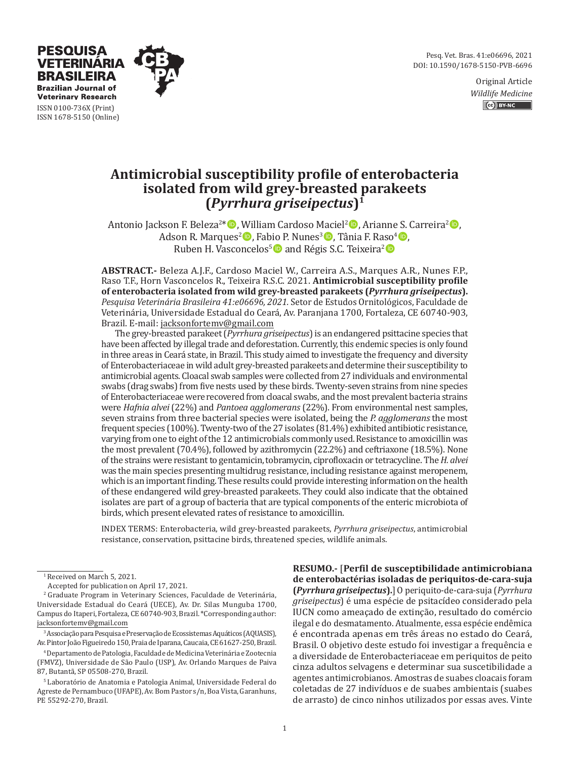Original Article
*Wildlife Medicine*

# Antimicrobial susceptibility profile of enterobacteria isolated from wild grey-breasted parakeets (*Pyrrhura griseipectus*)[1]

Antonio Jackson F. Beleza[2]*, William Cardoso Maciel[2], Arianne S. Carreira[2], Adson R. Marques[2], Fabio P. Nunes[3], Tânia F. Raso[4], Ruben H. Vasconcelos[5] and Régis S.C. Teixeira[2]

**ABSTRACT.-** Beleza A.J.F., Cardoso Maciel W., Carreira A.S., Marques A.R., Nunes F.P., Raso T.F., Horn Vasconcelos R., Teixeira R.S.C. 2021. **Antimicrobial susceptibility profile of enterobacteria isolated from wild grey-breasted parakeets (*Pyrrhura griseipectus*).** *Pesquisa Veterinária Brasileira 41:e06696, 2021.* Setor de Estudos Ornitológicos, Faculdade de Veterinária, Universidade Estadual do Ceará, Av. Paranjana 1700, Fortaleza, CE 60740-903, Brazil. E-mail: jacksonfortemv@gmail.com

The grey-breasted parakeet (*Pyrrhura griseipectus*) is an endangered psittacine species that have been affected by illegal trade and deforestation. Currently, this endemic species is only found in three areas in Ceará state, in Brazil. This study aimed to investigate the frequency and diversity of Enterobacteriaceae in wild adult grey-breasted parakeets and determine their susceptibility to antimicrobial agents. Cloacal swab samples were collected from 27 individuals and environmental swabs (drag swabs) from five nests used by these birds. Twenty-seven strains from nine species of Enterobacteriaceae were recovered from cloacal swabs, and the most prevalent bacteria strains were *Hafnia alvei* (22%) and *Pantoea agglomerans* (22%). From environmental nest samples, seven strains from three bacterial species were isolated, being the *P. agglomerans* the most frequent species (100%). Twenty-two of the 27 isolates (81.4%) exhibited antibiotic resistance, varying from one to eight of the 12 antimicrobials commonly used. Resistance to amoxicillin was the most prevalent (70.4%), followed by azithromycin (22.2%) and ceftriaxone (18.5%). None of the strains were resistant to gentamicin, tobramycin, ciprofloxacin or tetracycline. The *H. alvei* was the main species presenting multidrug resistance, including resistance against meropenem, which is an important finding. These results could provide interesting information on the health of these endangered wild grey-breasted parakeets. They could also indicate that the obtained isolates are part of a group of bacteria that are typical components of the enteric microbiota of birds, which present elevated rates of resistance to amoxicillin.

INDEX TERMS: Enterobacteria, wild grey-breasted parakeets, *Pyrrhura griseipectus*, antimicrobial resistance, conservation, psittacine birds, threatened species, wildlife animals.

**RESUMO.-** [**Perfil de susceptibilidade antimicrobiana de enterobactérias isoladas de periquitos-de-cara-suja (*Pyrrhura griseipectus*).**] O periquito-de-cara-suja (*Pyrrhura griseipectus*) é uma espécie de psitacídeo considerado pela IUCN como ameaçado de extinção, resultado do comércio ilegal e do desmatamento. Atualmente, essa espécie endêmica é encontrada apenas em três áreas no estado do Ceará, Brasil. O objetivo deste estudo foi investigar a frequência e a diversidade de Enterobacteriaceae em periquitos de peito cinza adultos selvagens e determinar sua suscetibilidade a agentes antimicrobianos. Amostras de suabes cloacais foram coletadas de 27 indivíduos e de suabes ambientais (suabes de arrasto) de cinco ninhos utilizados por essas aves. Vinte

---

[1] Received on March 5, 2021.
Accepted for publication on April 17, 2021.

[2] Graduate Program in Veterinary Sciences, Faculdade de Veterinária, Universidade Estadual do Ceará (UECE), Av. Dr. Silas Munguba 1700, Campus do Itaperi, Fortaleza, CE 60740-903, Brazil. *Corresponding author: jacksonfortemv@gmail.com

[3] Associação para Pesquisa e Preservação de Ecossistemas Aquáticos (AQUASIS), Av. Pintor João Figueiredo 150, Praia de Iparana, Caucaia, CE 61627-250, Brazil.

[4] Departamento de Patologia, Faculdade de Medicina Veterinária e Zootecnia (FMVZ), Universidade de São Paulo (USP), Av. Orlando Marques de Paiva 87, Butantã, SP 05508-270, Brazil.

[5] Laboratório de Anatomia e Patologia Animal, Universidade Federal do Agreste de Pernambuco (UFAPE), Av. Bom Pastor s/n, Boa Vista, Garanhuns, PE 55292-270, Brazil.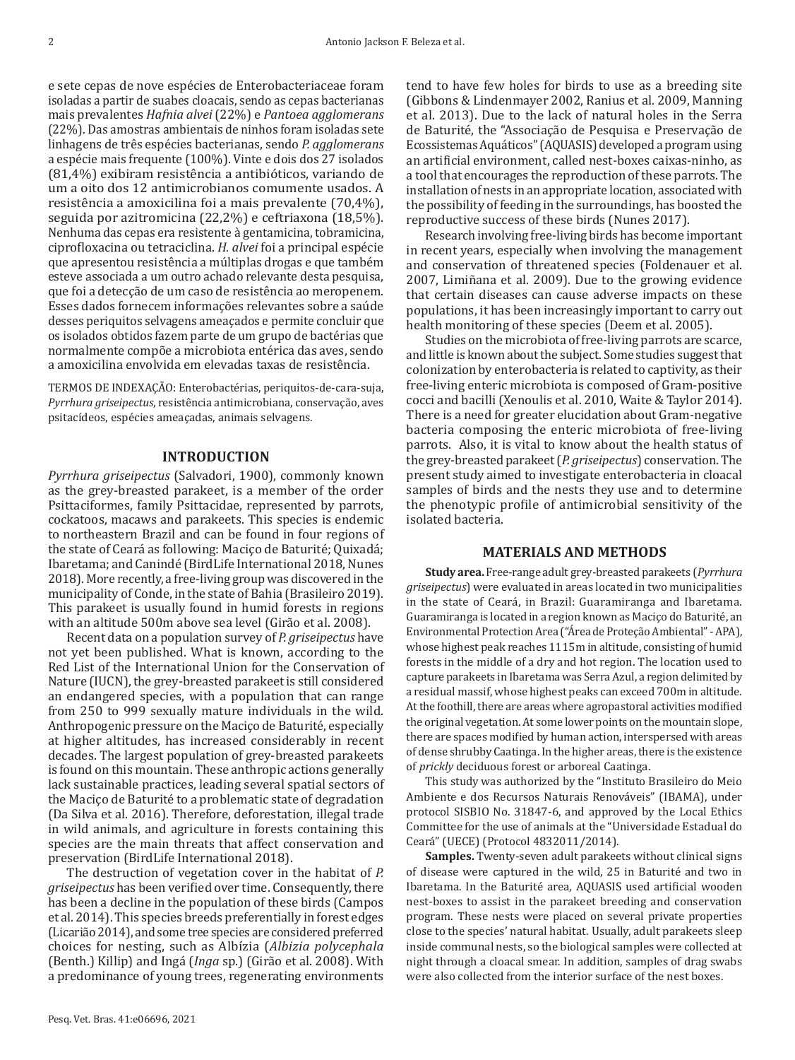e sete cepas de nove espécies de Enterobacteriaceae foram isoladas a partir de suabes cloacais, sendo as cepas bacterianas mais prevalentes *Hafnia alvei* (22%) e *Pantoea agglomerans* (22%). Das amostras ambientais de ninhos foram isoladas sete linhagens de três espécies bacterianas, sendo *P. agglomerans* a espécie mais frequente (100%). Vinte e dois dos 27 isolados (81,4%) exibiram resistência a antibióticos, variando de um a oito dos 12 antimicrobianos comumente usados. A resistência a amoxicilina foi a mais prevalente (70,4%), seguida por azitromicina (22,2%) e ceftriaxona (18,5%). Nenhuma das cepas era resistente à gentamicina, tobramicina, ciprofloxacina ou tetraciclina. *H. alvei* foi a principal espécie que apresentou resistência a múltiplas drogas e que também esteve associada a um outro achado relevante desta pesquisa, que foi a detecção de um caso de resistência ao meropenem. Esses dados fornecem informações relevantes sobre a saúde desses periquitos selvagens ameaçados e permite concluir que os isolados obtidos fazem parte de um grupo de bactérias que normalmente compõe a microbiota entérica das aves, sendo a amoxicilina envolvida em elevadas taxas de resistência.

TERMOS DE INDEXAÇÃO: Enterobactérias, periquitos-de-cara-suja, *Pyrrhura griseipectus*, resistência antimicrobiana, conservação, aves psitacídeos, espécies ameaçadas, animais selvagens.

## INTRODUCTION

*Pyrrhura griseipectus* (Salvadori, 1900), commonly known as the grey-breasted parakeet, is a member of the order Psittaciformes, family Psittacidae, represented by parrots, cockatoos, macaws and parakeets. This species is endemic to northeastern Brazil and can be found in four regions of the state of Ceará as following: Maciço de Baturité; Quixadá; Ibaretama; and Canindé (BirdLife International 2018, Nunes 2018). More recently, a free-living group was discovered in the municipality of Conde, in the state of Bahia (Brasileiro 2019). This parakeet is usually found in humid forests in regions with an altitude 500m above sea level (Girão et al. 2008).

Recent data on a population survey of *P. griseipectus* have not yet been published. What is known, according to the Red List of the International Union for the Conservation of Nature (IUCN), the grey-breasted parakeet is still considered an endangered species, with a population that can range from 250 to 999 sexually mature individuals in the wild. Anthropogenic pressure on the Maciço de Baturité, especially at higher altitudes, has increased considerably in recent decades. The largest population of grey-breasted parakeets is found on this mountain. These anthropic actions generally lack sustainable practices, leading several spatial sectors of the Maciço de Baturité to a problematic state of degradation (Da Silva et al. 2016). Therefore, deforestation, illegal trade in wild animals, and agriculture in forests containing this species are the main threats that affect conservation and preservation (BirdLife International 2018).

The destruction of vegetation cover in the habitat of *P. griseipectus* has been verified over time. Consequently, there has been a decline in the population of these birds (Campos et al. 2014). This species breeds preferentially in forest edges (Licarião 2014), and some tree species are considered preferred choices for nesting, such as Albízia (*Albizia polycephala* (Benth.) Killip) and Ingá (*Inga* sp.) (Girão et al. 2008). With a predominance of young trees, regenerating environments tend to have few holes for birds to use as a breeding site (Gibbons & Lindenmayer 2002, Ranius et al. 2009, Manning et al. 2013). Due to the lack of natural holes in the Serra de Baturité, the "Associação de Pesquisa e Preservação de Ecossistemas Aquáticos" (AQUASIS) developed a program using an artificial environment, called nest-boxes caixas-ninho, as a tool that encourages the reproduction of these parrots. The installation of nests in an appropriate location, associated with the possibility of feeding in the surroundings, has boosted the reproductive success of these birds (Nunes 2017).

Research involving free-living birds has become important in recent years, especially when involving the management and conservation of threatened species (Foldenauer et al. 2007, Limiñana et al. 2009). Due to the growing evidence that certain diseases can cause adverse impacts on these populations, it has been increasingly important to carry out health monitoring of these species (Deem et al. 2005).

Studies on the microbiota of free-living parrots are scarce, and little is known about the subject. Some studies suggest that colonization by enterobacteria is related to captivity, as their free-living enteric microbiota is composed of Gram-positive cocci and bacilli (Xenoulis et al. 2010, Waite & Taylor 2014). There is a need for greater elucidation about Gram-negative bacteria composing the enteric microbiota of free-living parrots. Also, it is vital to know about the health status of the grey-breasted parakeet (*P. griseipectus*) conservation. The present study aimed to investigate enterobacteria in cloacal samples of birds and the nests they use and to determine the phenotypic profile of antimicrobial sensitivity of the isolated bacteria.

## MATERIALS AND METHODS

**Study area.** Free-range adult grey-breasted parakeets (*Pyrrhura griseipectus*) were evaluated in areas located in two municipalities in the state of Ceará, in Brazil: Guaramiranga and Ibaretama. Guaramiranga is located in a region known as Maciço de Baturité, an Environmental Protection Area ("Área de Proteção Ambiental" - APA), whose highest peak reaches 1115m in altitude, consisting of humid forests in the middle of a dry and hot region. The location used to capture parakeets in Ibaretama was Serra Azul, a region delimited by a residual massif, whose highest peaks can exceed 700m in altitude. At the foothill, there are areas where agropastoral activities modified the original vegetation. At some lower points on the mountain slope, there are spaces modified by human action, interspersed with areas of dense shrubby Caatinga. In the higher areas, there is the existence of *prickly* deciduous forest or arboreal Caatinga.

This study was authorized by the "Instituto Brasileiro do Meio Ambiente e dos Recursos Naturais Renováveis" (IBAMA), under protocol SISBIO No. 31847-6, and approved by the Local Ethics Committee for the use of animals at the "Universidade Estadual do Ceará" (UECE) (Protocol 4832011/2014).

**Samples.** Twenty-seven adult parakeets without clinical signs of disease were captured in the wild, 25 in Baturité and two in Ibaretama. In the Baturité area, AQUASIS used artificial wooden nest-boxes to assist in the parakeet breeding and conservation program. These nests were placed on several private properties close to the species' natural habitat. Usually, adult parakeets sleep inside communal nests, so the biological samples were collected at night through a cloacal smear. In addition, samples of drag swabs were also collected from the interior surface of the nest boxes.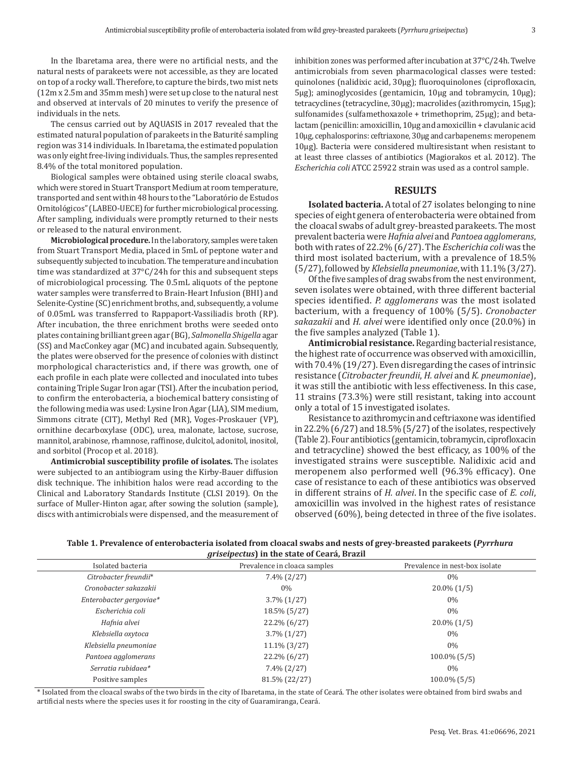In the Ibaretama area, there were no artificial nests, and the natural nests of parakeets were not accessible, as they are located on top of a rocky wall. Therefore, to capture the birds, two mist nets (12m x 2.5m and 35mm mesh) were set up close to the natural nest and observed at intervals of 20 minutes to verify the presence of individuals in the nets.

The census carried out by AQUASIS in 2017 revealed that the estimated natural population of parakeets in the Baturité sampling region was 314 individuals. In Ibaretama, the estimated population was only eight free-living individuals. Thus, the samples represented 8.4% of the total monitored population.

Biological samples were obtained using sterile cloacal swabs, which were stored in Stuart Transport Medium at room temperature, transported and sent within 48 hours to the "Laboratório de Estudos Ornitológicos" (LABEO-UECE) for further microbiological processing. After sampling, individuals were promptly returned to their nests or released to the natural environment.

**Microbiological procedure.** In the laboratory, samples were taken from Stuart Transport Media, placed in 5mL of peptone water and subsequently subjected to incubation. The temperature and incubation time was standardized at 37°C/24h for this and subsequent steps of microbiological processing. The 0.5mL aliquots of the peptone water samples were transferred to Brain-Heart Infusion (BHI) and Selenite-Cystine (SC) enrichment broths, and, subsequently, a volume of 0.05mL was transferred to Rappaport-Vassiliadis broth (RP). After incubation, the three enrichment broths were seeded onto plates containing brilliant green agar (BG), *Salmonella Shigella* agar (SS) and MacConkey agar (MC) and incubated again. Subsequently, the plates were observed for the presence of colonies with distinct morphological characteristics and, if there was growth, one of each profile in each plate were collected and inoculated into tubes containing Triple Sugar Iron agar (TSI). After the incubation period, to confirm the enterobacteria, a biochemical battery consisting of the following media was used: Lysine Iron Agar (LIA), SIM medium, Simmons citrate (CIT), Methyl Red (MR), Voges-Proskauer (VP), ornithine decarboxylase (ODC), urea, malonate, lactose, sucrose, mannitol, arabinose, rhamnose, raffinose, dulcitol, adonitol, inositol, and sorbitol (Procop et al. 2018).

**Antimicrobial susceptibility profile of isolates.** The isolates were subjected to an antibiogram using the Kirby-Bauer diffusion disk technique. The inhibition halos were read according to the Clinical and Laboratory Standards Institute (CLSI 2019). On the surface of Muller-Hinton agar, after sowing the solution (sample), discs with antimicrobials were dispensed, and the measurement of inhibition zones was performed after incubation at 37°C/24h. Twelve antimicrobials from seven pharmacological classes were tested: quinolones (nalidixic acid, 30μg); fluoroquinolones (ciprofloxacin, 5μg); aminoglycosides (gentamicin, 10μg and tobramycin, 10μg); tetracyclines (tetracycline, 30μg); macrolides (azithromycin, 15μg); sulfonamides (sulfamethoxazole + trimethoprim, 25μg); and beta-lactam (penicillin: amoxicillin, 10μg and amoxicillin + clavulanic acid 10μg, cephalosporins: ceftriaxone, 30μg and carbapenems: meropenem 10μg). Bacteria were considered multiresistant when resistant to at least three classes of antibiotics (Magiorakos et al. 2012). The *Escherichia coli* ATCC 25922 strain was used as a control sample.

## RESULTS

**Isolated bacteria.** A total of 27 isolates belonging to nine species of eight genera of enterobacteria were obtained from the cloacal swabs of adult grey-breasted parakeets. The most prevalent bacteria were *Hafnia alvei* and *Pantoea agglomerans*, both with rates of 22.2% (6/27). The *Escherichia coli* was the third most isolated bacterium, with a prevalence of 18.5% (5/27), followed by *Klebsiella pneumoniae*, with 11.1% (3/27).

Of the five samples of drag swabs from the nest environment, seven isolates were obtained, with three different bacterial species identified. *P. agglomerans* was the most isolated bacterium, with a frequency of 100% (5/5). *Cronobacter sakazakii* and *H. alvei* were identified only once (20.0%) in the five samples analyzed (Table 1).

**Antimicrobial resistance.** Regarding bacterial resistance, the highest rate of occurrence was observed with amoxicillin, with 70.4% (19/27). Even disregarding the cases of intrinsic resistance (*Citrobacter freundii*, *H. alvei* and *K. pneumoniae*), it was still the antibiotic with less effectiveness. In this case, 11 strains (73.3%) were still resistant, taking into account only a total of 15 investigated isolates.

Resistance to azithromycin and ceftriaxone was identified in 22.2% (6/27) and 18.5% (5/27) of the isolates, respectively (Table 2). Four antibiotics (gentamicin, tobramycin, ciprofloxacin and tetracycline) showed the best efficacy, as 100% of the investigated strains were susceptible. Nalidixic acid and meropenem also performed well (96.3% efficacy). One case of resistance to each of these antibiotics was observed in different strains of *H. alvei*. In the specific case of *E. coli*, amoxicillin was involved in the highest rates of resistance observed (60%), being detected in three of the five isolates.

**Table 1. Prevalence of enterobacteria isolated from cloacal swabs and nests of grey-breasted parakeets (*Pyrrhura griseipectus*) in the state of Ceará, Brazil**

| Isolated bacteria | Prevalence in cloaca samples | Prevalence in nest-box isolate |
|---|---|---|
| *Citrobacter freundii*\* | 7.4% (2/27) | 0% |
| *Cronobacter sakazakii* | 0% | 20.0% (1/5) |
| *Enterobacter gergoviae*\* | 3.7% (1/27) | 0% |
| *Escherichia coli* | 18.5% (5/27) | 0% |
| *Hafnia alvei* | 22.2% (6/27) | 20.0% (1/5) |
| *Klebsiella oxytoca* | 3.7% (1/27) | 0% |
| *Klebsiella pneumoniae* | 11.1% (3/27) | 0% |
| *Pantoea agglomerans* | 22.2% (6/27) | 100.0% (5/5) |
| *Serratia rubidaea*\* | 7.4% (2/27) | 0% |
| Positive samples | 81.5% (22/27) | 100.0% (5/5) |

\* Isolated from the cloacal swabs of the two birds in the city of Ibaretama, in the state of Ceará. The other isolates were obtained from bird swabs and artificial nests where the species uses it for roosting in the city of Guaramiranga, Ceará.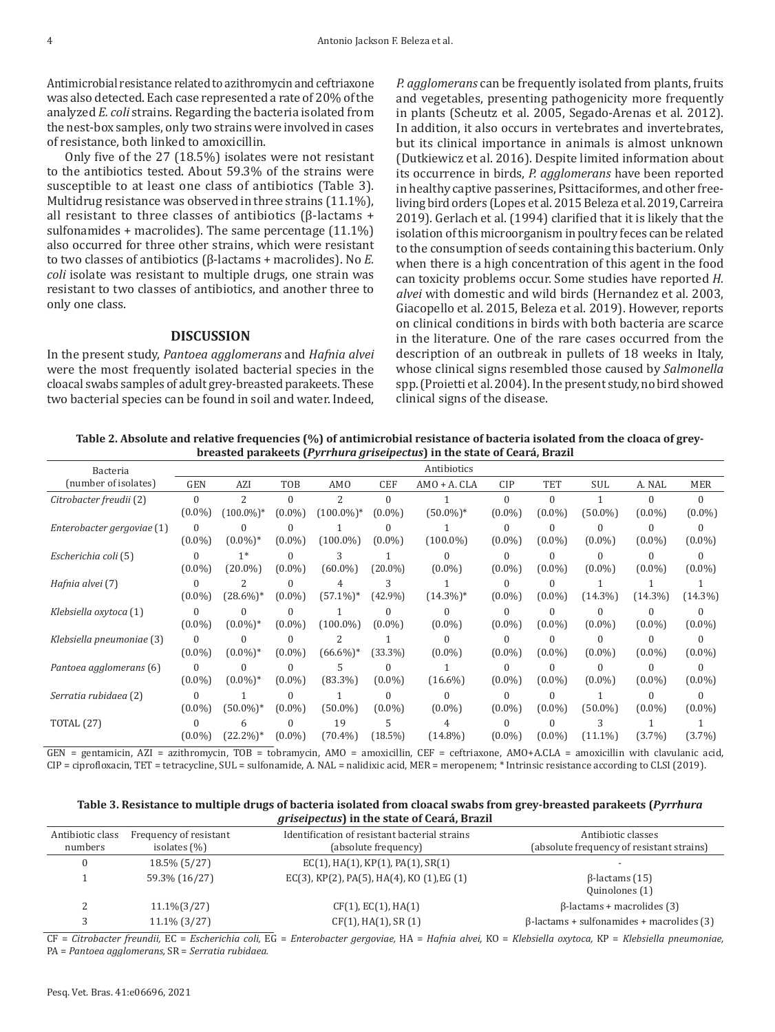Antimicrobial resistance related to azithromycin and ceftriaxone was also detected. Each case represented a rate of 20% of the analyzed *E. coli* strains. Regarding the bacteria isolated from the nest-box samples, only two strains were involved in cases of resistance, both linked to amoxicillin.

Only five of the 27 (18.5%) isolates were not resistant to the antibiotics tested. About 59.3% of the strains were susceptible to at least one class of antibiotics (Table 3). Multidrug resistance was observed in three strains (11.1%), all resistant to three classes of antibiotics (β-lactams + sulfonamides + macrolides). The same percentage (11.1%) also occurred for three other strains, which were resistant to two classes of antibiotics (β-lactams + macrolides). No *E. coli* isolate was resistant to multiple drugs, one strain was resistant to two classes of antibiotics, and another three to only one class.

## DISCUSSION

In the present study, *Pantoea agglomerans* and *Hafnia alvei* were the most frequently isolated bacterial species in the cloacal swabs samples of adult grey-breasted parakeets. These two bacterial species can be found in soil and water. Indeed, *P. agglomerans* can be frequently isolated from plants, fruits and vegetables, presenting pathogenicity more frequently in plants (Scheutz et al. 2005, Segado-Arenas et al. 2012). In addition, it also occurs in vertebrates and invertebrates, but its clinical importance in animals is almost unknown (Dutkiewicz et al. 2016). Despite limited information about its occurrence in birds, *P. agglomerans* have been reported in healthy captive passerines, Psittaciformes, and other free-living bird orders (Lopes et al. 2015 Beleza et al. 2019, Carreira 2019). Gerlach et al. (1994) clarified that it is likely that the isolation of this microorganism in poultry feces can be related to the consumption of seeds containing this bacterium. Only when there is a high concentration of this agent in the food can toxicity problems occur. Some studies have reported *H. alvei* with domestic and wild birds (Hernandez et al. 2003, Giacopello et al. 2015, Beleza et al. 2019). However, reports on clinical conditions in birds with both bacteria are scarce in the literature. One of the rare cases occurred from the description of an outbreak in pullets of 18 weeks in Italy, whose clinical signs resembled those caused by *Salmonella* spp. (Proietti et al. 2004). In the present study, no bird showed clinical signs of the disease.

**Table 2. Absolute and relative frequencies (%) of antimicrobial resistance of bacteria isolated from the cloaca of grey-breasted parakeets (*Pyrrhura griseipectus*) in the state of Ceará, Brazil**

| Bacteria (number of isolates) | Antibiotics | | | | | | | | | | |
|---|---|---|---|---|---|---|---|---|---|---|---|
| | GEN | AZI | TOB | AMO | CEF | AMO + A. CLA | CIP | TET | SUL | A. NAL | MER |
| *Citrobacter freudii* (2) | 0 (0.0%) | 2 (100.0%)* | 0 (0.0%) | 2 (100.0%)* | 0 (0.0%) | 1 (50.0%)* | 0 (0.0%) | 0 (0.0%) | 1 (50.0%) | 0 (0.0%) | 0 (0.0%) |
| *Enterobacter gergoviae* (1) | 0 (0.0%) | 0 (0.0%)* | 0 (0.0%) | 1 (100.0%) | 0 (0.0%) | 1 (100.0%) | 0 (0.0%) | 0 (0.0%) | 0 (0.0%) | 0 (0.0%) | 0 (0.0%) |
| *Escherichia coli* (5) | 0 (0.0%) | 1* (20.0%) | 0 (0.0%) | 3 (60.0%) | 1 (20.0%) | 0 (0.0%) | 0 (0.0%) | 0 (0.0%) | 0 (0.0%) | 0 (0.0%) | 0 (0.0%) |
| *Hafnia alvei* (7) | 0 (0.0%) | 2 (28.6%)* | 0 (0.0%) | 4 (57.1%)* | 3 (42.9%) | 1 (14.3%)* | 0 (0.0%) | 0 (0.0%) | 1 (14.3%) | 1 (14.3%) | 1 (14.3%) |
| *Klebsiella oxytoca* (1) | 0 (0.0%) | 0 (0.0%)* | 0 (0.0%) | 1 (100.0%) | 0 (0.0%) | 0 (0.0%) | 0 (0.0%) | 0 (0.0%) | 0 (0.0%) | 0 (0.0%) | 0 (0.0%) |
| *Klebsiella pneumoniae* (3) | 0 (0.0%) | 0 (0.0%)* | 0 (0.0%) | 2 (66.6%)* | 1 (33.3%) | 0 (0.0%) | 0 (0.0%) | 0 (0.0%) | 0 (0.0%) | 0 (0.0%) | 0 (0.0%) |
| *Pantoea agglomerans* (6) | 0 (0.0%) | 0 (0.0%)* | 0 (0.0%) | 5 (83.3%) | 0 (0.0%) | 1 (16.6%) | 0 (0.0%) | 0 (0.0%) | 0 (0.0%) | 0 (0.0%) | 0 (0.0%) |
| *Serratia rubidaea* (2) | 0 (0.0%) | 1 (50.0%)* | 0 (0.0%) | 1 (50.0%) | 0 (0.0%) | 0 (0.0%) | 0 (0.0%) | 0 (0.0%) | 1 (50.0%) | 0 (0.0%) | 0 (0.0%) |
| TOTAL (27) | 0 (0.0%) | 6 (22.2%)* | 0 (0.0%) | 19 (70.4%) | 5 (18.5%) | 4 (14.8%) | 0 (0.0%) | 0 (0.0%) | 3 (11.1%) | 1 (3.7%) | 1 (3.7%) |

GEN = gentamicin, AZI = azithromycin, TOB = tobramycin, AMO = amoxicillin, CEF = ceftriaxone, AMO+A.CLA = amoxicillin with clavulanic acid, CIP = ciprofloxacin, TET = tetracycline, SUL = sulfonamide, A. NAL = nalidixic acid, MER = meropenem; * Intrinsic resistance according to CLSI (2019).

**Table 3. Resistance to multiple drugs of bacteria isolated from cloacal swabs from grey-breasted parakeets (*Pyrrhura griseipectus*) in the state of Ceará, Brazil**

| Antibiotic class numbers | Frequency of resistant isolates (%) | Identification of resistant bacterial strains (absolute frequency) | Antibiotic classes (absolute frequency of resistant strains) |
|---|---|---|---|
| 0 | 18.5% (5/27) | EC(1), HA(1), KP(1), PA(1), SR(1) | - |
| 1 | 59.3% (16/27) | EC(3), KP(2), PA(5), HA(4), KO (1),EG (1) | β-lactams (15)<br>Quinolones (1) |
| 2 | 11.1%(3/27) | CF(1), EC(1), HA(1) | β-lactams + macrolides (3) |
| 3 | 11.1% (3/27) | CF(1), HA(1), SR (1) | β-lactams + sulfonamides + macrolides (3) |

CF = *Citrobacter freundii*, EC = *Escherichia coli*, EG = *Enterobacter gergoviae*, HA = *Hafnia alvei*, KO = *Klebsiella oxytoca*, KP = *Klebsiella pneumoniae*, PA = *Pantoea agglomerans*, SR = *Serratia rubidaea*.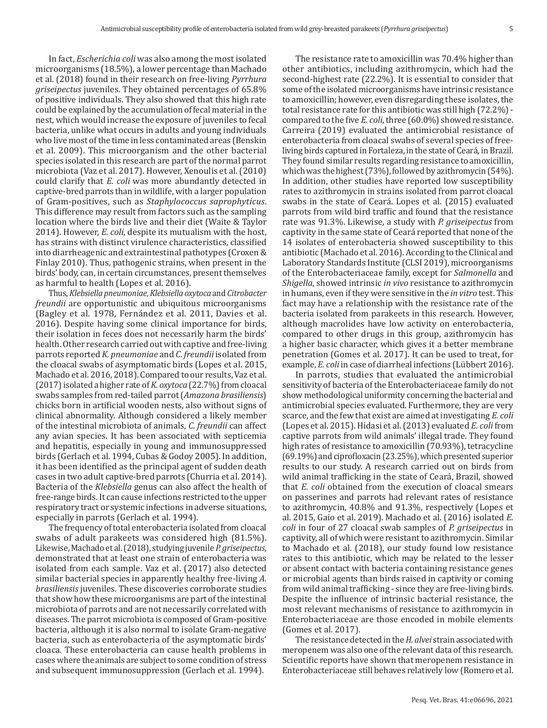In fact, *Escherichia coli* was also among the most isolated microorganisms (18.5%), a lower percentage than Machado et al. (2018) found in their research on free-living *Pyrrhura griseipectus* juveniles. They obtained percentages of 65.8% of positive individuals. They also showed that this high rate could be explained by the accumulation of fecal material in the nest, which would increase the exposure of juveniles to fecal bacteria, unlike what occurs in adults and young individuals who live most of the time in less contaminated areas (Benskin et al. 2009). This microorganism and the other bacterial species isolated in this research are part of the normal parrot microbiota (Vaz et al. 2017). However, Xenoulis et al. (2010) could clarify that *E. coli* was more abundantly detected in captive-bred parrots than in wildlife, with a larger population of Gram-positives, such as *Staphylococcus saprophyticus*. This difference may result from factors such as the sampling location where the birds live and their diet (Waite & Taylor 2014). However, *E. coli*, despite its mutualism with the host, has strains with distinct virulence characteristics, classified into diarrheagenic and extraintestinal pathotypes (Croxen & Finlay 2010). Thus, pathogenic strains, when present in the birds' body, can, in certain circumstances, present themselves as harmful to health (Lopes et al. 2016).

Thus, *Klebsiella pneumoniae*, *Klebsiella oxytoca* and *Citrobacter freundii* are opportunistic and ubiquitous microorganisms (Bagley et al. 1978, Fernández et al. 2011, Davies et al. 2016). Despite having some clinical importance for birds, their isolation in feces does not necessarily harm the birds' health. Other research carried out with captive and free-living parrots reported *K. pneumoniae* and *C. freundii* isolated from the cloacal swabs of asymptomatic birds (Lopes et al. 2015, Machado et al. 2016, 2018). Compared to our results, Vaz et al. (2017) isolated a higher rate of *K. oxytoca* (22.7%) from cloacal swabs samples from red-tailed parrot (*Amazona brasiliensis*) chicks born in artificial wooden nests, also without signs of clinical abnormality. Although considered a likely member of the intestinal microbiota of animals, *C. freundii* can affect any avian species. It has been associated with septicemia and hepatitis, especially in young and immunosuppressed birds (Gerlach et al. 1994, Cubas & Godoy 2005). In addition, it has been identified as the principal agent of sudden death cases in two adult captive-bred parrots (Churria et al. 2014). Bacteria of the *Klebsiella* genus can also affect the health of free-range birds. It can cause infections restricted to the upper respiratory tract or systemic infections in adverse situations, especially in parrots (Gerlach et al. 1994).

The frequency of total enterobacteria isolated from cloacal swabs of adult parakeets was considered high (81.5%). Likewise, Machado et al. (2018), studying juvenile *P. griseipectus*, demonstrated that at least one strain of enterobacteria was isolated from each sample. Vaz et al. (2017) also detected similar bacterial species in apparently healthy free-living *A. brasiliensis* juveniles. These discoveries corroborate studies that show how these microorganisms are part of the intestinal microbiota of parrots and are not necessarily correlated with diseases. The parrot microbiota is composed of Gram-positive bacteria, although it is also normal to isolate Gram-negative bacteria, such as enterobacteria of the asymptomatic birds' cloaca. These enterobacteria can cause health problems in cases where the animals are subject to some condition of stress and subsequent immunosuppression (Gerlach et al. 1994).

The resistance rate to amoxicillin was 70.4% higher than other antibiotics, including azithromycin, which had the second-highest rate (22.2%). It is essential to consider that some of the isolated microorganisms have intrinsic resistance to amoxicillin; however, even disregarding these isolates, the total resistance rate for this antibiotic was still high (72.2%) - compared to the five *E. coli*, three (60.0%) showed resistance. Carreira (2019) evaluated the antimicrobial resistance of enterobacteria from cloacal swabs of several species of free-living birds captured in Fortaleza, in the state of Ceará, in Brazil. They found similar results regarding resistance to amoxicillin, which was the highest (73%), followed by azithromycin (54%). In addition, other studies have reported low susceptibility rates to azithromycin in strains isolated from parrot cloacal swabs in the state of Ceará. Lopes et al. (2015) evaluated parrots from wild bird traffic and found that the resistance rate was 91.3%. Likewise, a study with *P. griseipectus* from captivity in the same state of Ceará reported that none of the 14 isolates of enterobacteria showed susceptibility to this antibiotic (Machado et al. 2016). According to the Clinical and Laboratory Standards Institute (CLSI 2019), microorganisms of the Enterobacteriaceae family, except for *Salmonella* and *Shigella*, showed intrinsic *in vivo* resistance to azithromycin in humans, even if they were sensitive in the *in vitro* test. This fact may have a relationship with the resistance rate of the bacteria isolated from parakeets in this research. However, although macrolides have low activity on enterobacteria, compared to other drugs in this group, azithromycin has a higher basic character, which gives it a better membrane penetration (Gomes et al. 2017). It can be used to treat, for example, *E. coli* in case of diarrheal infections (Lübbert 2016).

In parrots, studies that evaluated the antimicrobial sensitivity of bacteria of the Enterobacteriaceae family do not show methodological uniformity concerning the bacterial and antimicrobial species evaluated. Furthermore, they are very scarce, and the few that exist are aimed at investigating *E. coli* (Lopes et al. 2015). Hidasi et al. (2013) evaluated *E. coli* from captive parrots from wild animals' illegal trade. They found high rates of resistance to amoxicillin (70.93%), tetracycline (69.19%) and ciprofloxacin (23.25%), which presented superior results to our study. A research carried out on birds from wild animal trafficking in the state of Ceará, Brazil, showed that *E. coli* obtained from the execution of cloacal smears on passerines and parrots had relevant rates of resistance to azithromycin, 40.8% and 91.3%, respectively (Lopes et al. 2015, Gaio et al. 2019). Machado et al. (2016) isolated *E. coli* in four of 27 cloacal swab samples of *P. griseipectus* in captivity, all of which were resistant to azithromycin. Similar to Machado et al. (2018), our study found low resistance rates to this antibiotic, which may be related to the lesser or absent contact with bacteria containing resistance genes or microbial agents than birds raised in captivity or coming from wild animal trafficking - since they are free-living birds. Despite the influence of intrinsic bacterial resistance, the most relevant mechanisms of resistance to azithromycin in Enterobacteriaceae are those encoded in mobile elements (Gomes et al. 2017).

The resistance detected in the *H. alvei* strain associated with meropenem was also one of the relevant data of this research. Scientific reports have shown that meropenem resistance in Enterobacteriaceae still behaves relatively low (Romero et al.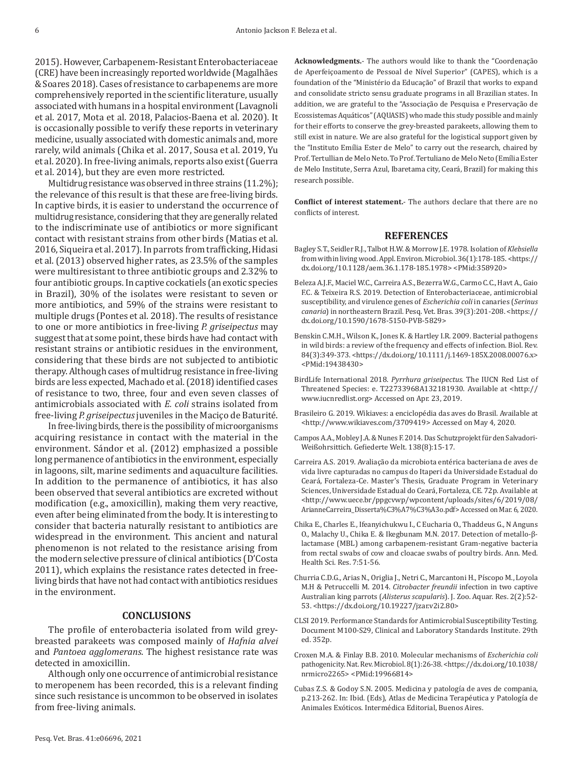2015). However, Carbapenem-Resistant Enterobacteriaceae (CRE) have been increasingly reported worldwide (Magalhães & Soares 2018). Cases of resistance to carbapenems are more comprehensively reported in the scientific literature, usually associated with humans in a hospital environment (Lavagnoli et al. 2017, Mota et al. 2018, Palacios-Baena et al. 2020). It is occasionally possible to verify these reports in veterinary medicine, usually associated with domestic animals and, more rarely, wild animals (Chika et al. 2017, Sousa et al. 2019, Yu et al. 2020). In free-living animals, reports also exist (Guerra et al. 2014), but they are even more restricted.

Multidrug resistance was observed in three strains (11.2%); the relevance of this result is that these are free-living birds. In captive birds, it is easier to understand the occurrence of multidrug resistance, considering that they are generally related to the indiscriminate use of antibiotics or more significant contact with resistant strains from other birds (Matias et al. 2016, Siqueira et al. 2017). In parrots from trafficking, Hidasi et al. (2013) observed higher rates, as 23.5% of the samples were multiresistant to three antibiotic groups and 2.32% to four antibiotic groups. In captive cockatiels (an exotic species in Brazil), 30% of the isolates were resistant to seven or more antibiotics, and 59% of the strains were resistant to multiple drugs (Pontes et al. 2018). The results of resistance to one or more antibiotics in free-living *P. griseipectus* may suggest that at some point, these birds have had contact with resistant strains or antibiotic residues in the environment, considering that these birds are not subjected to antibiotic therapy. Although cases of multidrug resistance in free-living birds are less expected, Machado et al. (2018) identified cases of resistance to two, three, four and even seven classes of antimicrobials associated with *E. coli* strains isolated from free-living *P. griseipectus* juveniles in the Maciço de Baturité.

In free-living birds, there is the possibility of microorganisms acquiring resistance in contact with the material in the environment. Sándor et al. (2012) emphasized a possible long permanence of antibiotics in the environment, especially in lagoons, silt, marine sediments and aquaculture facilities. In addition to the permanence of antibiotics, it has also been observed that several antibiotics are excreted without modification (e.g., amoxicillin), making them very reactive, even after being eliminated from the body. It is interesting to consider that bacteria naturally resistant to antibiotics are widespread in the environment. This ancient and natural phenomenon is not related to the resistance arising from the modern selective pressure of clinical antibiotics (D'Costa 2011), which explains the resistance rates detected in free-living birds that have not had contact with antibiotics residues in the environment.

## CONCLUSIONS

The profile of enterobacteria isolated from wild grey-breasted parakeets was composed mainly of *Hafnia alvei* and *Pantoea agglomerans*. The highest resistance rate was detected in amoxicillin.

Although only one occurrence of antimicrobial resistance to meropenem has been recorded, this is a relevant finding since such resistance is uncommon to be observed in isolates from free-living animals.

**Acknowledgments.**- The authors would like to thank the "Coordenação de Aperfeiçoamento de Pessoal de Nível Superior" (CAPES), which is a foundation of the "Ministério da Educação" of Brazil that works to expand and consolidate stricto sensu graduate programs in all Brazilian states. In addition, we are grateful to the "Associação de Pesquisa e Preservação de Ecossistemas Aquáticos" (AQUASIS) who made this study possible and mainly for their efforts to conserve the grey-breasted parakeets, allowing them to still exist in nature. We are also grateful for the logistical support given by the "Instituto Emília Ester de Melo" to carry out the research, chaired by Prof. Tertullian de Melo Neto. To Prof. Tertuliano de Melo Neto (Emília Ester de Melo Institute, Serra Azul, Ibaretama city, Ceará, Brazil) for making this research possible.

**Conflict of interest statement.**- The authors declare that there are no conflicts of interest.

## REFERENCES

Bagley S.T., Seidler R.J., Talbot H.W. & Morrow J.E. 1978. Isolation of *Klebsiella* from within living wood. Appl. Environ. Microbiol. 36(1):178-185. <https://dx.doi.org/10.1128/aem.36.1.178-185.1978> <PMid:358920>

Beleza A.J.F., Maciel W.C., Carreira A.S., Bezerra W.G., Carmo C.C., Havt A., Gaio F.C. & Teixeira R.S. 2019. Detection of Enterobacteriaceae, antimicrobial susceptibility, and virulence genes of *Escherichia coli* in canaries (*Serinus canaria*) in northeastern Brazil. Pesq. Vet. Bras. 39(3):201-208. <https://dx.doi.org/10.1590/1678-5150-PVB-5829>

Benskin C.M.H., Wilson K., Jones K. & Hartley I.R. 2009. Bacterial pathogens in wild birds: a review of the frequency and effects of infection. Biol. Rev. 84(3):349-373. <https://dx.doi.org/10.1111/j.1469-185X.2008.00076.x> <PMid:19438430>

BirdLife International 2018. *Pyrrhura griseipectus*. The IUCN Red List of Threatened Species: e. T22733968A132181930. Available at <http://www.iucnredlist.org> Accessed on Apr. 23, 2019.

Brasileiro G. 2019. Wikiaves: a enciclopédia das aves do Brasil. Available at <http://www.wikiaves.com/3709419> Accessed on May 4, 2020.

Campos A.A., Mobley J.A. & Nunes F. 2014. Das Schutzprojekt für den Salvadori-Weißohrsittich. Gefiederte Welt. 138(8):15-17.

Carreira A.S. 2019. Avaliação da microbiota entérica bacteriana de aves de vida livre capturadas no campus do Itaperi da Universidade Estadual do Ceará, Fortaleza-Ce. Master's Thesis, Graduate Program in Veterinary Sciences, Universidade Estadual do Ceará, Fortaleza, CE. 72p. Available at <http://www.uece.br/ppgcvwp/wpcontent/uploads/sites/6/2019/08/ArianneCarreira_Disserta%C3%A7%C3%A3o.pdf> Accessed on Mar. 6, 2020.

Chika E., Charles E., Ifeanyichukwu I., C Eucharia O., Thaddeus G., N Anguns O., Malachy U., Chika E. & Ikegbunam M.N. 2017. Detection of metallo-β-lactamase (MBL) among carbapenem-resistant Gram-negative bacteria from rectal swabs of cow and cloacae swabs of poultry birds. Ann. Med. Health Sci. Res. 7:51-56.

Churria C.D.G., Arias N., Origlia J., Netri C., Marcantoni H., Píscopo M., Loyola M.H & Petruccelli M. 2014. *Citrobacter freundii* infection in two captive Australian king parrots (*Alisterus scapularis*). J. Zoo. Aquar. Res. 2(2):52-53. <https://dx.doi.org/10.19227/jzar.v2i2.80>

CLSI 2019. Performance Standards for Antimicrobial Susceptibility Testing. Document M100-S29, Clinical and Laboratory Standards Institute. 29th ed. 352p.

Croxen M.A. & Finlay B.B. 2010. Molecular mechanisms of *Escherichia coli* pathogenicity. Nat. Rev. Microbiol. 8(1):26-38. <https://dx.doi.org/10.1038/nrmicro2265> <PMid:19966814>

Cubas Z.S. & Godoy S.N. 2005. Medicina y patología de aves de compania, p.213-262. In: Ibid. (Eds), Atlas de Medicina Terapéutica y Patología de Animales Exóticos. Intermédica Editorial, Buenos Aires.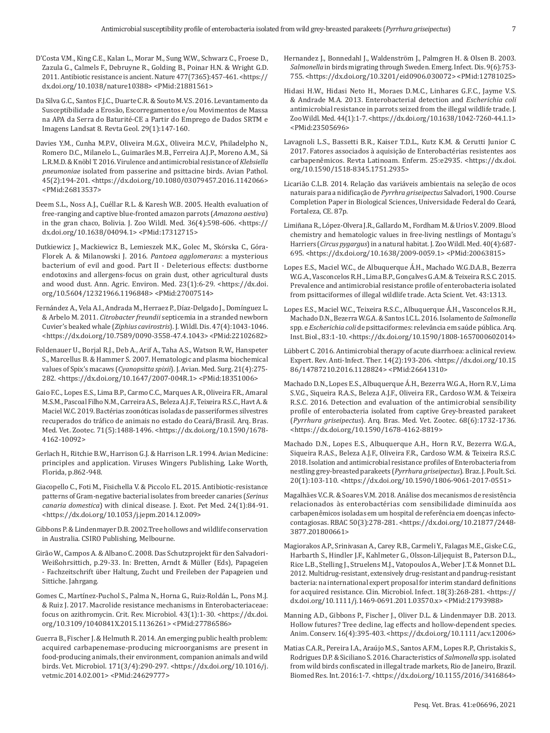D'Costa V.M., King C.E., Kalan L., Morar M., Sung W.W., Schwarz C., Froese D., Zazula G., Calmels F., Debruyne R., Golding B., Poinar H.N. & Wright G.D. 2011. Antibiotic resistance is ancient. Nature 477(7365):457-461. <https://dx.doi.org/10.1038/nature10388> <PMid:21881561>

Da Silva G.C., Santos F.J.C., Duarte C.R. & Souto M.V.S. 2016. Levantamento da Susceptibilidade a Erosão, Escorregamentos e/ou Movimentos de Massa na APA da Serra do Baturité-CE a Partir do Emprego de Dados SRTM e Imagens Landsat 8. Revta Geol. 29(1):147-160.

Davies Y.M., Cunha M.P.V., Oliveira M.G.X., Oliveira M.C.V., Philadelpho N., Romero D.C., Milanelo L., Guimarães M.B., Ferreira A.J.P., Moreno A.M., Sá L.R.M.D. & Knöbl T. 2016. Virulence and antimicrobial resistance of *Klebsiella pneumoniae* isolated from passerine and psittacine birds. Avian Pathol. 45(2):194-201. <https://dx.doi.org/10.1080/03079457.2016.1142066> <PMid:26813537>

Deem S.L., Noss A.J., Cuéllar R.L. & Karesh W.B. 2005. Health evaluation of free-ranging and captive blue-fronted amazon parrots (*Amazona aestiva*) in the gran chaco, Bolivia. J. Zoo Wildl. Med. 36(4):598-606. <https://dx.doi.org/10.1638/04094.1> <PMid:17312715>

Dutkiewicz J., Mackiewicz B., Lemieszek M.K., Golec M., Skórska C., Góra-Florek A. & Milanowski J. 2016. *Pantoea agglomerans*: a mysterious bacterium of evil and good. Part II - Deleterious effects: dustborne endotoxins and allergens-focus on grain dust, other agricultural dusts and wood dust. Ann. Agric. Environ. Med. 23(1):6-29. <https://dx.doi.org/10.5604/12321966.1196848> <PMid:27007514>

Fernández A., Vela A.I., Andrada M., Herraez P., Díaz-Delgado J., Domínguez L. & Arbelo M. 2011. *Citrobacter freundii* septicemia in a stranded newborn Cuvier's beaked whale (*Ziphius cavirostris*). J. Wildl. Dis. 47(4):1043-1046. <https://dx.doi.org/10.7589/0090-3558-47.4.1043> <PMid:22102682>

Foldenauer U., Borjal R.J., Deb A., Arif A., Taha A.S., Watson R.W., Hanspeter S., Marcellus B. & Hammer S. 2007. Hematologic and plasma biochemical values of Spix's macaws (*Cyanopsitta spixii*). J. Avian. Med. Surg. 21(4):275-282. <https://dx.doi.org/10.1647/2007-004R.1> <PMid:18351006>

Gaio F.C., Lopes E.S., Lima B.P., Carmo C.C., Marques A.R., Oliveira F.R., Amaral M.S.M., Pascoal Filho N.M., Carreira A.S., Beleza A.J.F., Teixeira R.S.C., Havt A. & Maciel W.C. 2019. Bactérias zoonóticas isoladas de passeriformes silvestres recuperados do tráfico de animais no estado do Ceará/Brasil. Arq. Bras. Med. Vet. Zootec. 71(5):1488-1496. <https://dx.doi.org/10.1590/1678-4162-10092>

Gerlach H., Ritchie B.W., Harrison G.J. & Harrison L.R. 1994. Avian Medicine: principles and application. Viruses Wingers Publishing, Lake Worth, Florida, p.862-948.

Giacopello C., Foti M., Fisichella V. & Piccolo F.L. 2015. Antibiotic-resistance patterns of Gram-negative bacterial isolates from breeder canaries (*Serinus canaria domestica*) with clinical disease. J. Exot. Pet Med. 24(1):84-91. <https://dx.doi.org/10.1053/j.jepm.2014.12.009>

Gibbons P. & Lindenmayer D.B. 2002.Tree hollows and wildlife conservation in Australia. CSIRO Publishing, Melbourne.

Girão W., Campos A. & Albano C. 2008. Das Schutzprojekt für den Salvadori-Weißohrsittich, p.29-33. In: Bretten, Arndt & Müller (Eds), Papageien - Fachzeitschrift über Haltung, Zucht und Freileben der Papageien und Sittiche. Jahrgang.

Gomes C., Martínez-Puchol S., Palma N., Horna G., Ruiz-Roldán L., Pons M.J. & Ruiz J. 2017. Macrolide resistance mechanisms in Enterobacteriaceae: focus on azithromycin. Crit. Rev. Microbiol. 43(1):1-30. <https://dx.doi.org/10.3109/1040841X.2015.1136261> <PMid:27786586>

Guerra B., Fischer J. & Helmuth R. 2014. An emerging public health problem: acquired carbapenemase-producing microorganisms are present in food-producing animals, their environment, companion animals and wild birds. Vet. Microbiol. 171(3/4):290-297. <https://dx.doi.org/10.1016/j.vetmic.2014.02.001> <PMid:24629777>

Hernandez J., Bonnedahl J., Waldenström J., Palmgren H. & Olsen B. 2003. *Salmonella* in birds migrating through Sweden. Emerg. Infect. Dis. 9(6):753-755. <https://dx.doi.org/10.3201/eid0906.030072> <PMid:12781025>

Hidasi H.W., Hidasi Neto H., Moraes D.M.C., Linhares G.F.C., Jayme V.S. & Andrade M.A. 2013. Enterobacterial detection and *Escherichia coli* antimicrobial resistance in parrots seized from the illegal wildlife trade. J. Zoo Wildl. Med. 44(1):1-7. <https://dx.doi.org/10.1638/1042-7260-44.1.1> <PMid:23505696>

Lavagnoli L.S., Bassetti B.R., Kaiser T.D.L., Kutz K.M. & Cerutti Junior C. 2017. Fatores associados à aquisição de Enterobactérias resistentes aos carbapenêmicos. Revta Latinoam. Enferm. 25:e2935. <https://dx.doi.org/10.1590/1518-8345.1751.2935>

Licarião C.L.B. 2014. Relação das variáveis ambientais na seleção de ocos naturais para a nidificação de *Pyrrhra griseipectus* Salvadori, 1900. Course Completion Paper in Biological Sciences, Universidade Federal do Ceará, Fortaleza, CE. 87p.

Limiñana R., López-Olvera J.R., Gallardo M., Fordham M. & Urios V. 2009. Blood chemistry and hematologic values in free-living nestlings of Montagu's Harriers (*Circus pygargus*) in a natural habitat. J. Zoo Wildl. Med. 40(4):687-695. <https://dx.doi.org/10.1638/2009-0059.1> <PMid:20063815>

Lopes E.S., Maciel W.C., de Albuquerque Á.H., Machado W.G.D.A.B., Bezerra W.G.A., Vasconcelos R.H., Lima B.P., Gonçalves G.A.M. & Teixeira R.S.C. 2015. Prevalence and antimicrobial resistance profile of enterobacteria isolated from psittaciformes of illegal wildlife trade. Acta Scient. Vet. 43:1313.

Lopes E.S., Maciel W.C., Teixeira R.S.C., Albuquerque Á.H., Vasconcelos R.H., Machado D.N., Bezerra W.G.A. & Santos I.C.L. 2016. Isolamento de *Salmonella* spp. e *Escherichia coli* de psittaciformes: relevância em saúde pública. Arq. Inst. Biol., 83:1-10. <https://dx.doi.org/10.1590/1808-1657000602014>

Lübbert C. 2016. Antimicrobial therapy of acute diarrhoea: a clinical review. Expert. Rev. Anti-Infect. Ther. 14(2):193-206. <https://dx.doi.org/10.1586/14787210.2016.1128824> <PMid:26641310>

Machado D.N., Lopes E.S., Albuquerque Á.H., Bezerra W.G.A., Horn R.V., Lima S.V.G., Siqueira R.A.S., Beleza A.J.F., Oliveira F.R., Cardoso W.M. & Teixeira R.S.C. 2016. Detection and evaluation of the antimicrobial sensibility profile of enterobacteria isolated from captive Grey-breasted parakeet (*Pyrrhura griseipectus*). Arq. Bras. Med. Vet. Zootec. 68(6):1732-1736. <https://dx.doi.org/10.1590/1678-4162-8819>

Machado D.N., Lopes E.S., Albuquerque A.H., Horn R.V., Bezerra W.G.A., Siqueira R.A.S., Beleza A.J.F., Oliveira F.R., Cardoso W.M. & Teixeira R.S.C. 2018. Isolation and antimicrobial resistance profiles of Enterobacteria from nestling grey-breasted parakeets (*Pyrrhura griseipectus*). Braz. J. Poult. Sci. 20(1):103-110. <https://dx.doi.org/10.1590/1806-9061-2017-0551>

Magalhães V.C.R. & Soares V.M. 2018. Análise dos mecanismos de resistência relacionados às enterobactérias com sensibilidade diminuída aos carbapenêmicos isoladas em um hospital de referência em doenças infecto-contagiosas. RBAC 50(3):278-281. <https://dx.doi.org/10.21877/2448-3877.201800661>

Magiorakos A.P., Srinivasan A., Carey R.B., Carmeli Y., Falagas M.E., Giske C.G., Harbarth S., Hindler J.F., Kahlmeter G., Olsson-Liljequist B., Paterson D.L., Rice L.B., Stelling J., Struelens M.J., Vatopoulos A., Weber J.T. & Monnet D.L. 2012. Multidrug-resistant, extensively drug-resistant and pandrug-resistant bacteria: na international expert proposal for interim standard definitions for acquired resistance. Clin. Microbiol. Infect. 18(3):268-281. <https://dx.doi.org/10.1111/j.1469-0691.2011.03570.x> <PMid:21793988>

Manning A.D., Gibbons P., Fischer J., Oliver D.L. & Lindenmayer D.B. 2013. Hollow futures? Tree decline, lag effects and hollow-dependent species. Anim. Conserv. 16(4):395-403. <https://dx.doi.org/10.1111/acv.12006>

Matias C.A.R., Pereira I.A., Araújo M.S., Santos A.F.M., Lopes R.P., Christakis S., Rodrigues D.P. & Siciliano S. 2016. Characteristics of *Salmonella* spp. isolated from wild birds confiscated in illegal trade markets, Rio de Janeiro, Brazil. Biomed Res. Int. 2016:1-7. <https://dx.doi.org/10.1155/2016/3416864>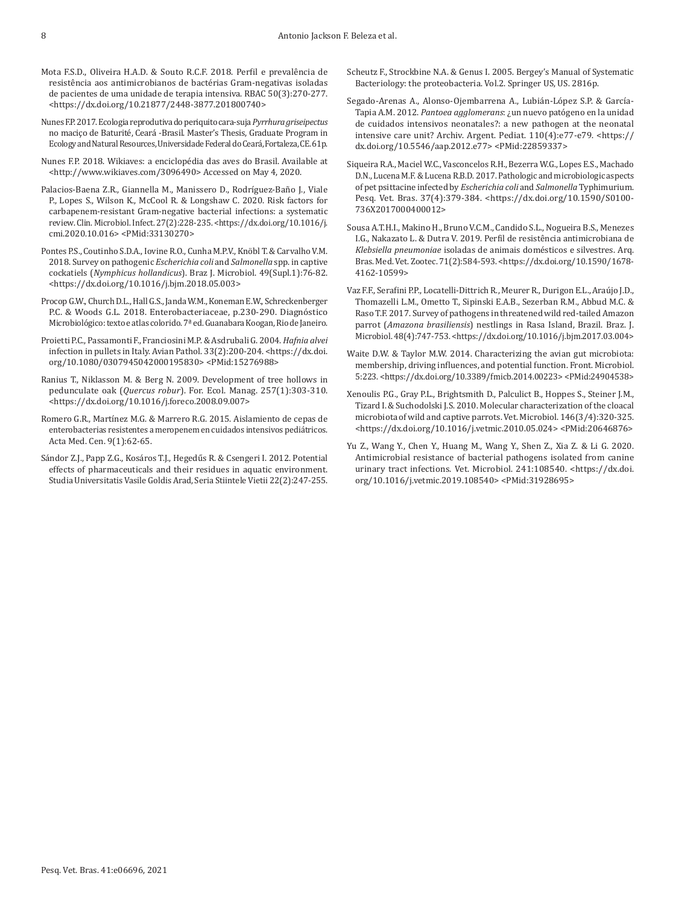Mota F.S.D., Oliveira H.A.D. & Souto R.C.F. 2018. Perfil e prevalência de resistência aos antimicrobianos de bactérias Gram-negativas isoladas de pacientes de uma unidade de terapia intensiva. RBAC 50(3):270-277. <https://dx.doi.org/10.21877/2448-3877.201800740>

Nunes F.P. 2017. Ecologia reprodutiva do periquito cara-suja *Pyrrhura griseipectus* no maciço de Baturité, Ceará -Brasil. Master's Thesis, Graduate Program in Ecology and Natural Resources, Universidade Federal do Ceará, Fortaleza, CE. 61p.

Nunes F.P. 2018. Wikiaves: a enciclopédia das aves do Brasil. Available at <http://www.wikiaves.com/3096490> Accessed on May 4, 2020.

Palacios-Baena Z.R., Giannella M., Manissero D., Rodríguez-Baño J., Viale P., Lopes S., Wilson K., McCool R. & Longshaw C. 2020. Risk factors for carbapenem-resistant Gram-negative bacterial infections: a systematic review. Clin. Microbiol. Infect. 27(2):228-235. <https://dx.doi.org/10.1016/j.cmi.2020.10.016> <PMid:33130270>

Pontes P.S., Coutinho S.D.A., Iovine R.O., Cunha M.P.V., Knöbl T. & Carvalho V.M. 2018. Survey on pathogenic *Escherichia coli* and *Salmonella* spp. in captive cockatiels (*Nymphicus hollandicus*). Braz J. Microbiol. 49(Supl.1):76-82. <https://dx.doi.org/10.1016/j.bjm.2018.05.003>

Procop G.W., Church D.L., Hall G.S., Janda W.M., Koneman E.W., Schreckenberger P.C. & Woods G.L. 2018. Enterobacteriaceae, p.230-290. Diagnóstico Microbiológico: texto e atlas colorido. 7ª ed. Guanabara Koogan, Rio de Janeiro.

Proietti P.C., Passamonti F., Franciosini M.P. & Asdrubali G. 2004. *Hafnia alvei* infection in pullets in Italy. Avian Pathol. 33(2):200-204. <https://dx.doi.org/10.1080/0307945042000195830> <PMid:15276988>

Ranius T., Niklasson M. & Berg N. 2009. Development of tree hollows in pedunculate oak (*Quercus robur*). For. Ecol. Manag. 257(1):303-310. <https://dx.doi.org/10.1016/j.foreco.2008.09.007>

Romero G.R., Martínez M.G. & Marrero R.G. 2015. Aislamiento de cepas de enterobacterias resistentes a meropenem en cuidados intensivos pediátricos. Acta Med. Cen. 9(1):62-65.

Sándor Z.J., Papp Z.G., Kosáros T.J., Hegedűs R. & Csengeri I. 2012. Potential effects of pharmaceuticals and their residues in aquatic environment. Studia Universitatis Vasile Goldis Arad, Seria Stiintele Vietii 22(2):247-255.

Scheutz F., Strockbine N.A. & Genus I. 2005. Bergey's Manual of Systematic Bacteriology: the proteobacteria. Vol.2. Springer US, US. 2816p.

Segado-Arenas A., Alonso-Ojembarrena A., Lubián-López S.P. & García-Tapia A.M. 2012. *Pantoea agglomerans*: ¿un nuevo patógeno en la unidad de cuidados intensivos neonatales?: a new pathogen at the neonatal intensive care unit? Archiv. Argent. Pediat. 110(4):e77-e79. <https://dx.doi.org/10.5546/aap.2012.e77> <PMid:22859337>

Siqueira R.A., Maciel W.C., Vasconcelos R.H., Bezerra W.G., Lopes E.S., Machado D.N., Lucena M.F. & Lucena R.B.D. 2017. Pathologic and microbiologic aspects of pet psittacine infected by *Escherichia coli* and *Salmonella* Typhimurium. Pesq. Vet. Bras. 37(4):379-384. <https://dx.doi.org/10.1590/S0100-736X2017000400012>

Sousa A.T.H.I., Makino H., Bruno V.C.M., Candido S.L., Nogueira B.S., Menezes I.G., Nakazato L. & Dutra V. 2019. Perfil de resistência antimicrobiana de *Klebsiella pneumoniae* isoladas de animais domésticos e silvestres. Arq. Bras. Med. Vet. Zootec. 71(2):584-593. <https://dx.doi.org/10.1590/1678-4162-10599>

Vaz F.F., Serafini P.P., Locatelli-Dittrich R., Meurer R., Durigon E.L., Araújo J.D., Thomazelli L.M., Ometto T., Sipinski E.A.B., Sezerban R.M., Abbud M.C. & Raso T.F. 2017. Survey of pathogens in threatened wild red-tailed Amazon parrot (*Amazona brasiliensis*) nestlings in Rasa Island, Brazil. Braz. J. Microbiol. 48(4):747-753. <https://dx.doi.org/10.1016/j.bjm.2017.03.004>

Waite D.W. & Taylor M.W. 2014. Characterizing the avian gut microbiota: membership, driving influences, and potential function. Front. Microbiol. 5:223. <https://dx.doi.org/10.3389/fmicb.2014.00223> <PMid:24904538>

Xenoulis P.G., Gray P.L., Brightsmith D., Palculict B., Hoppes S., Steiner J.M., Tizard I. & Suchodolski J.S. 2010. Molecular characterization of the cloacal microbiota of wild and captive parrots. Vet. Microbiol. 146(3/4):320-325. <https://dx.doi.org/10.1016/j.vetmic.2010.05.024> <PMid:20646876>

Yu Z., Wang Y., Chen Y., Huang M., Wang Y., Shen Z., Xia Z. & Li G. 2020. Antimicrobial resistance of bacterial pathogens isolated from canine urinary tract infections. Vet. Microbiol. 241:108540. <https://dx.doi.org/10.1016/j.vetmic.2019.108540> <PMid:31928695>